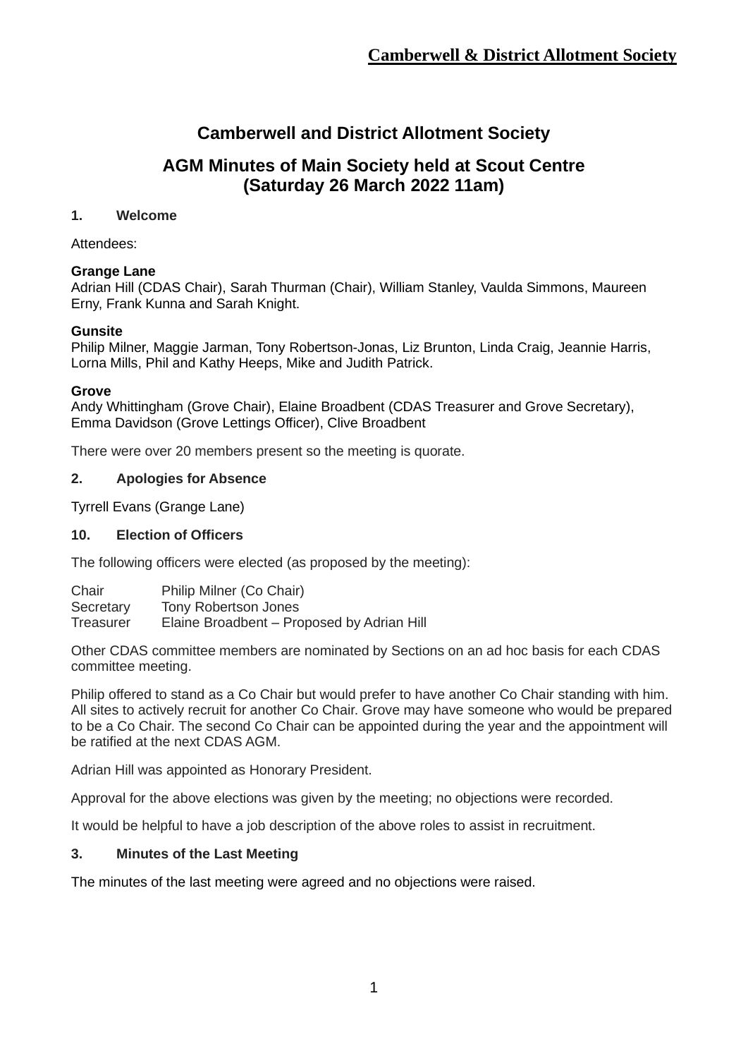# Camberwell and District Allotment Society

## AGM Minutes of Main Society held at Scout Centre (Saturday 26 March 2022 11am)

### 1. Welcome

Attendees:

**Grange Lane**
Adrian Hill (CDAS Chair), Sarah Thurman (Chair), William Stanley, Vaulda Simmons, Maureen Erny, Frank Kunna and Sarah Knight.

**Gunsite**
Philip Milner, Maggie Jarman, Tony Robertson-Jonas, Liz Brunton, Linda Craig, Jeannie Harris, Lorna Mills, Phil and Kathy Heeps, Mike and Judith Patrick.

**Grove**
Andy Whittingham (Grove Chair), Elaine Broadbent (CDAS Treasurer and Grove Secretary), Emma Davidson (Grove Lettings Officer), Clive Broadbent

There were over 20 members present so the meeting is quorate.

### 2. Apologies for Absence

Tyrrell Evans (Grange Lane)

### 10. Election of Officers

The following officers were elected (as proposed by the meeting):

| | |
|---|---|
| Chair | Philip Milner (Co Chair) |
| Secretary | Tony Robertson Jones |
| Treasurer | Elaine Broadbent – Proposed by Adrian Hill |

Other CDAS committee members are nominated by Sections on an ad hoc basis for each CDAS committee meeting.

Philip offered to stand as a Co Chair but would prefer to have another Co Chair standing with him. All sites to actively recruit for another Co Chair. Grove may have someone who would be prepared to be a Co Chair. The second Co Chair can be appointed during the year and the appointment will be ratified at the next CDAS AGM.

Adrian Hill was appointed as Honorary President.

Approval for the above elections was given by the meeting; no objections were recorded.

It would be helpful to have a job description of the above roles to assist in recruitment.

### 3. Minutes of the Last Meeting

The minutes of the last meeting were agreed and no objections were raised.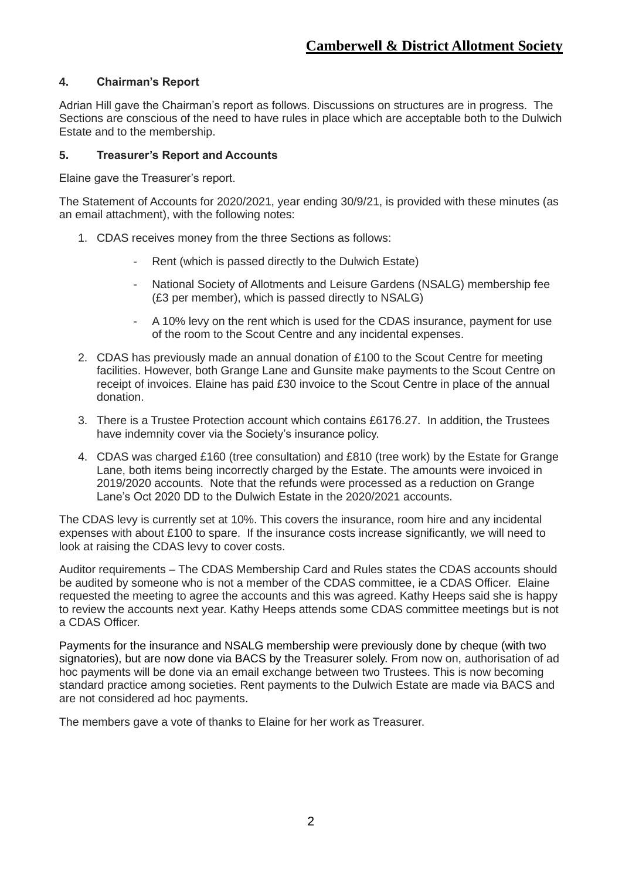## 4. Chairman's Report

Adrian Hill gave the Chairman's report as follows. Discussions on structures are in progress. The Sections are conscious of the need to have rules in place which are acceptable both to the Dulwich Estate and to the membership.

## 5. Treasurer's Report and Accounts

Elaine gave the Treasurer's report.

The Statement of Accounts for 2020/2021, year ending 30/9/21, is provided with these minutes (as an email attachment), with the following notes:

1. CDAS receives money from the three Sections as follows:
   - Rent (which is passed directly to the Dulwich Estate)
   - National Society of Allotments and Leisure Gardens (NSALG) membership fee (£3 per member), which is passed directly to NSALG)
   - A 10% levy on the rent which is used for the CDAS insurance, payment for use of the room to the Scout Centre and any incidental expenses.
2. CDAS has previously made an annual donation of £100 to the Scout Centre for meeting facilities. However, both Grange Lane and Gunsite make payments to the Scout Centre on receipt of invoices. Elaine has paid £30 invoice to the Scout Centre in place of the annual donation.
3. There is a Trustee Protection account which contains £6176.27. In addition, the Trustees have indemnity cover via the Society's insurance policy.
4. CDAS was charged £160 (tree consultation) and £810 (tree work) by the Estate for Grange Lane, both items being incorrectly charged by the Estate. The amounts were invoiced in 2019/2020 accounts. Note that the refunds were processed as a reduction on Grange Lane's Oct 2020 DD to the Dulwich Estate in the 2020/2021 accounts.

The CDAS levy is currently set at 10%. This covers the insurance, room hire and any incidental expenses with about £100 to spare. If the insurance costs increase significantly, we will need to look at raising the CDAS levy to cover costs.

Auditor requirements – The CDAS Membership Card and Rules states the CDAS accounts should be audited by someone who is not a member of the CDAS committee, ie a CDAS Officer. Elaine requested the meeting to agree the accounts and this was agreed. Kathy Heeps said she is happy to review the accounts next year. Kathy Heeps attends some CDAS committee meetings but is not a CDAS Officer.

Payments for the insurance and NSALG membership were previously done by cheque (with two signatories), but are now done via BACS by the Treasurer solely. From now on, authorisation of ad hoc payments will be done via an email exchange between two Trustees. This is now becoming standard practice among societies. Rent payments to the Dulwich Estate are made via BACS and are not considered ad hoc payments.

The members gave a vote of thanks to Elaine for her work as Treasurer.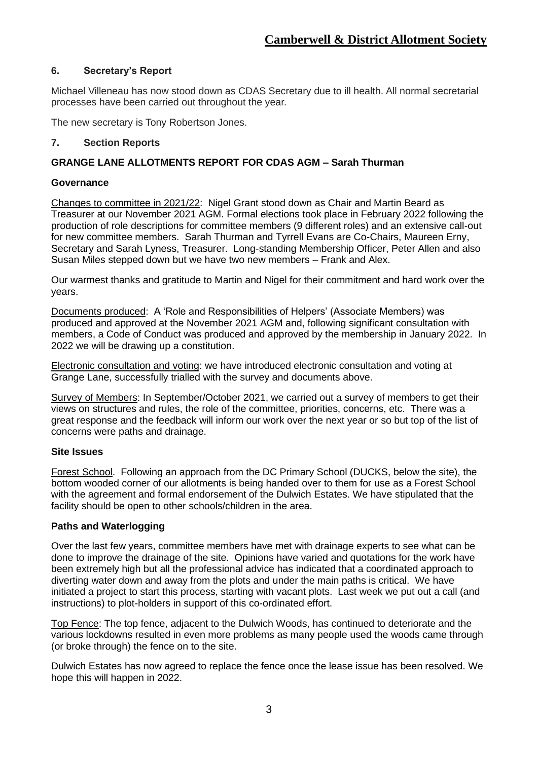### 6. Secretary's Report

Michael Villeneau has now stood down as CDAS Secretary due to ill health. All normal secretarial processes have been carried out throughout the year.

The new secretary is Tony Robertson Jones.

### 7. Section Reports

**GRANGE LANE ALLOTMENTS REPORT FOR CDAS AGM – Sarah Thurman**

**Governance**

Changes to committee in 2021/22: Nigel Grant stood down as Chair and Martin Beard as Treasurer at our November 2021 AGM. Formal elections took place in February 2022 following the production of role descriptions for committee members (9 different roles) and an extensive call-out for new committee members. Sarah Thurman and Tyrrell Evans are Co-Chairs, Maureen Erny, Secretary and Sarah Lyness, Treasurer. Long-standing Membership Officer, Peter Allen and also Susan Miles stepped down but we have two new members – Frank and Alex.

Our warmest thanks and gratitude to Martin and Nigel for their commitment and hard work over the years.

Documents produced: A 'Role and Responsibilities of Helpers' (Associate Members) was produced and approved at the November 2021 AGM and, following significant consultation with members, a Code of Conduct was produced and approved by the membership in January 2022. In 2022 we will be drawing up a constitution.

Electronic consultation and voting: we have introduced electronic consultation and voting at Grange Lane, successfully trialled with the survey and documents above.

Survey of Members: In September/October 2021, we carried out a survey of members to get their views on structures and rules, the role of the committee, priorities, concerns, etc. There was a great response and the feedback will inform our work over the next year or so but top of the list of concerns were paths and drainage.

**Site Issues**

Forest School. Following an approach from the DC Primary School (DUCKS, below the site), the bottom wooded corner of our allotments is being handed over to them for use as a Forest School with the agreement and formal endorsement of the Dulwich Estates. We have stipulated that the facility should be open to other schools/children in the area.

**Paths and Waterlogging**

Over the last few years, committee members have met with drainage experts to see what can be done to improve the drainage of the site. Opinions have varied and quotations for the work have been extremely high but all the professional advice has indicated that a coordinated approach to diverting water down and away from the plots and under the main paths is critical. We have initiated a project to start this process, starting with vacant plots. Last week we put out a call (and instructions) to plot-holders in support of this co-ordinated effort.

Top Fence: The top fence, adjacent to the Dulwich Woods, has continued to deteriorate and the various lockdowns resulted in even more problems as many people used the woods came through (or broke through) the fence on to the site.

Dulwich Estates has now agreed to replace the fence once the lease issue has been resolved. We hope this will happen in 2022.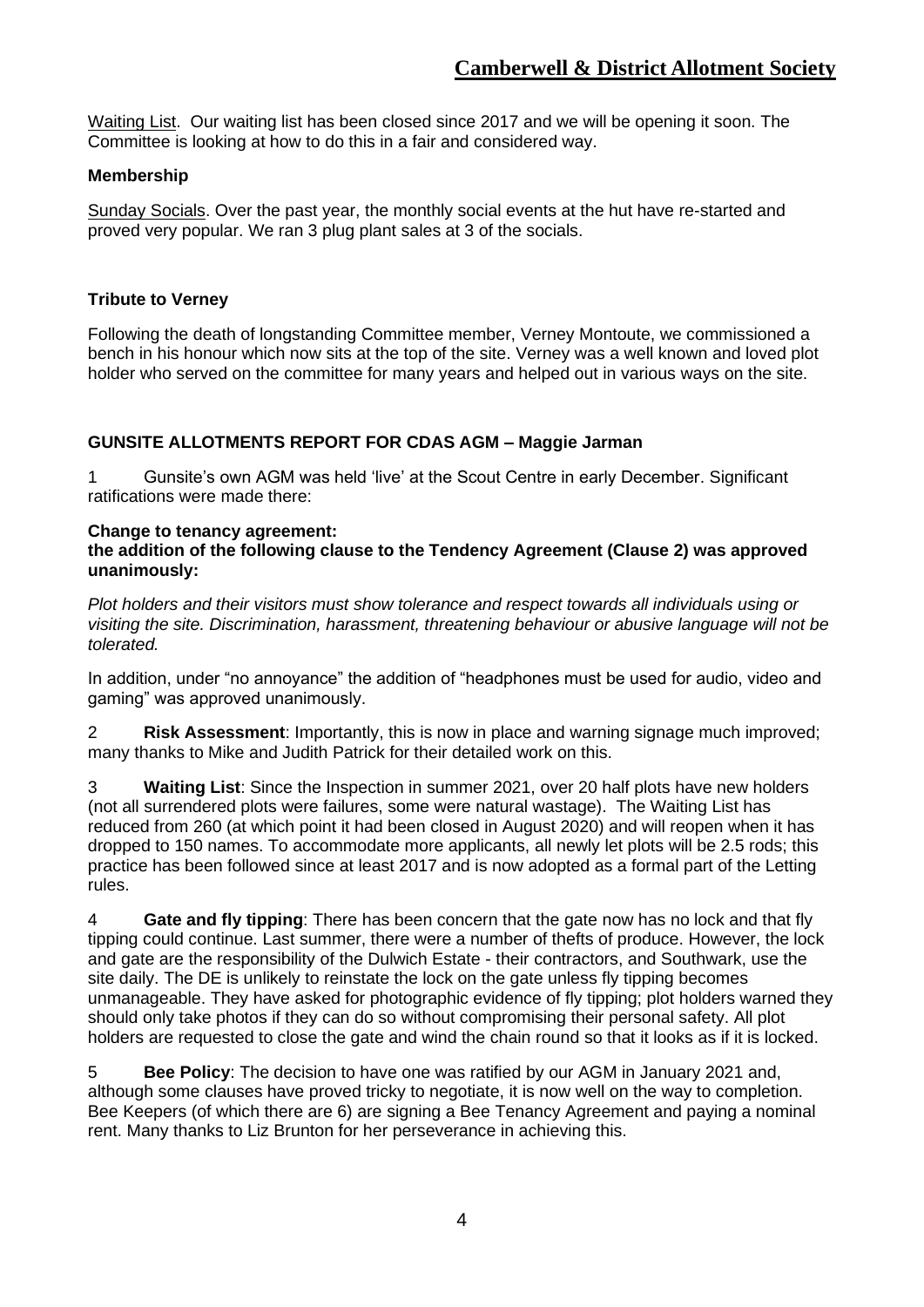Waiting List. Our waiting list has been closed since 2017 and we will be opening it soon. The Committee is looking at how to do this in a fair and considered way.

**Membership**

Sunday Socials. Over the past year, the monthly social events at the hut have re-started and proved very popular. We ran 3 plug plant sales at 3 of the socials.

**Tribute to Verney**

Following the death of longstanding Committee member, Verney Montoute, we commissioned a bench in his honour which now sits at the top of the site. Verney was a well known and loved plot holder who served on the committee for many years and helped out in various ways on the site.

**GUNSITE ALLOTMENTS REPORT FOR CDAS AGM – Maggie Jarman**

1 Gunsite's own AGM was held 'live' at the Scout Centre in early December. Significant ratifications were made there:

**Change to tenancy agreement:**
**the addition of the following clause to the Tendency Agreement (Clause 2) was approved unanimously:**

*Plot holders and their visitors must show tolerance and respect towards all individuals using or visiting the site. Discrimination, harassment, threatening behaviour or abusive language will not be tolerated.*

In addition, under "no annoyance" the addition of "headphones must be used for audio, video and gaming" was approved unanimously.

2 **Risk Assessment**: Importantly, this is now in place and warning signage much improved; many thanks to Mike and Judith Patrick for their detailed work on this.

3 **Waiting List**: Since the Inspection in summer 2021, over 20 half plots have new holders (not all surrendered plots were failures, some were natural wastage). The Waiting List has reduced from 260 (at which point it had been closed in August 2020) and will reopen when it has dropped to 150 names. To accommodate more applicants, all newly let plots will be 2.5 rods; this practice has been followed since at least 2017 and is now adopted as a formal part of the Letting rules.

4 **Gate and fly tipping**: There has been concern that the gate now has no lock and that fly tipping could continue. Last summer, there were a number of thefts of produce. However, the lock and gate are the responsibility of the Dulwich Estate - their contractors, and Southwark, use the site daily. The DE is unlikely to reinstate the lock on the gate unless fly tipping becomes unmanageable. They have asked for photographic evidence of fly tipping; plot holders warned they should only take photos if they can do so without compromising their personal safety. All plot holders are requested to close the gate and wind the chain round so that it looks as if it is locked.

5 **Bee Policy**: The decision to have one was ratified by our AGM in January 2021 and, although some clauses have proved tricky to negotiate, it is now well on the way to completion. Bee Keepers (of which there are 6) are signing a Bee Tenancy Agreement and paying a nominal rent. Many thanks to Liz Brunton for her perseverance in achieving this.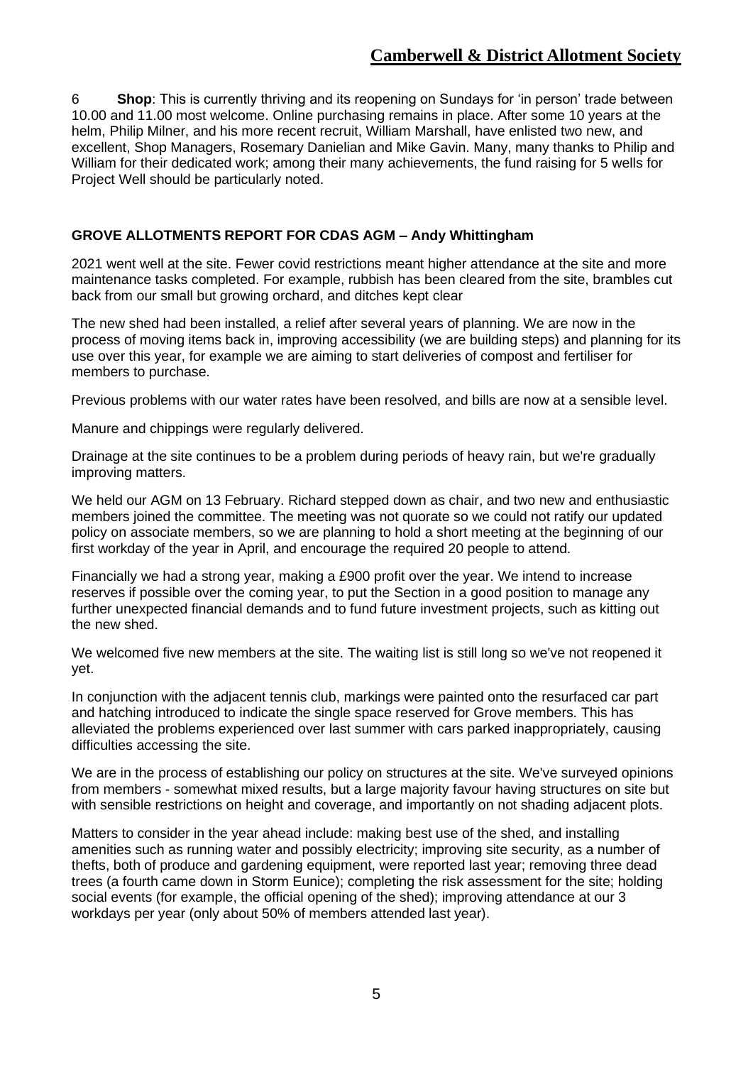6 **Shop**: This is currently thriving and its reopening on Sundays for 'in person' trade between 10.00 and 11.00 most welcome. Online purchasing remains in place. After some 10 years at the helm, Philip Milner, and his more recent recruit, William Marshall, have enlisted two new, and excellent, Shop Managers, Rosemary Danielian and Mike Gavin. Many, many thanks to Philip and William for their dedicated work; among their many achievements, the fund raising for 5 wells for Project Well should be particularly noted.

## GROVE ALLOTMENTS REPORT FOR CDAS AGM – Andy Whittingham

2021 went well at the site. Fewer covid restrictions meant higher attendance at the site and more maintenance tasks completed. For example, rubbish has been cleared from the site, brambles cut back from our small but growing orchard, and ditches kept clear

The new shed had been installed, a relief after several years of planning. We are now in the process of moving items back in, improving accessibility (we are building steps) and planning for its use over this year, for example we are aiming to start deliveries of compost and fertiliser for members to purchase.

Previous problems with our water rates have been resolved, and bills are now at a sensible level.

Manure and chippings were regularly delivered.

Drainage at the site continues to be a problem during periods of heavy rain, but we're gradually improving matters.

We held our AGM on 13 February. Richard stepped down as chair, and two new and enthusiastic members joined the committee. The meeting was not quorate so we could not ratify our updated policy on associate members, so we are planning to hold a short meeting at the beginning of our first workday of the year in April, and encourage the required 20 people to attend.

Financially we had a strong year, making a £900 profit over the year. We intend to increase reserves if possible over the coming year, to put the Section in a good position to manage any further unexpected financial demands and to fund future investment projects, such as kitting out the new shed.

We welcomed five new members at the site. The waiting list is still long so we've not reopened it yet.

In conjunction with the adjacent tennis club, markings were painted onto the resurfaced car part and hatching introduced to indicate the single space reserved for Grove members. This has alleviated the problems experienced over last summer with cars parked inappropriately, causing difficulties accessing the site.

We are in the process of establishing our policy on structures at the site. We've surveyed opinions from members - somewhat mixed results, but a large majority favour having structures on site but with sensible restrictions on height and coverage, and importantly on not shading adjacent plots.

Matters to consider in the year ahead include: making best use of the shed, and installing amenities such as running water and possibly electricity; improving site security, as a number of thefts, both of produce and gardening equipment, were reported last year; removing three dead trees (a fourth came down in Storm Eunice); completing the risk assessment for the site; holding social events (for example, the official opening of the shed); improving attendance at our 3 workdays per year (only about 50% of members attended last year).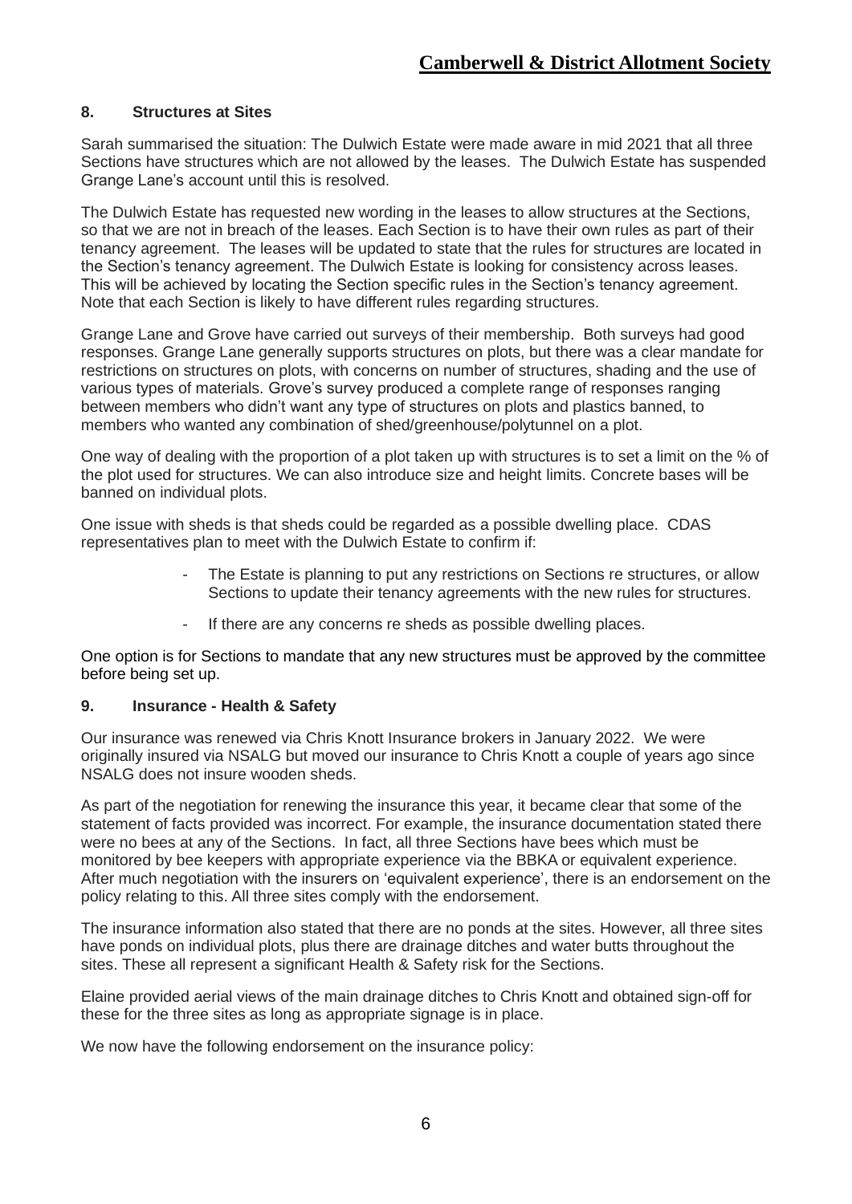## 8. Structures at Sites

Sarah summarised the situation: The Dulwich Estate were made aware in mid 2021 that all three Sections have structures which are not allowed by the leases. The Dulwich Estate has suspended Grange Lane's account until this is resolved.

The Dulwich Estate has requested new wording in the leases to allow structures at the Sections, so that we are not in breach of the leases. Each Section is to have their own rules as part of their tenancy agreement. The leases will be updated to state that the rules for structures are located in the Section's tenancy agreement. The Dulwich Estate is looking for consistency across leases. This will be achieved by locating the Section specific rules in the Section's tenancy agreement. Note that each Section is likely to have different rules regarding structures.

Grange Lane and Grove have carried out surveys of their membership. Both surveys had good responses. Grange Lane generally supports structures on plots, but there was a clear mandate for restrictions on structures on plots, with concerns on number of structures, shading and the use of various types of materials. Grove's survey produced a complete range of responses ranging between members who didn't want any type of structures on plots and plastics banned, to members who wanted any combination of shed/greenhouse/polytunnel on a plot.

One way of dealing with the proportion of a plot taken up with structures is to set a limit on the % of the plot used for structures. We can also introduce size and height limits. Concrete bases will be banned on individual plots.

One issue with sheds is that sheds could be regarded as a possible dwelling place. CDAS representatives plan to meet with the Dulwich Estate to confirm if:

- The Estate is planning to put any restrictions on Sections re structures, or allow Sections to update their tenancy agreements with the new rules for structures.
- If there are any concerns re sheds as possible dwelling places.

One option is for Sections to mandate that any new structures must be approved by the committee before being set up.

## 9. Insurance - Health & Safety

Our insurance was renewed via Chris Knott Insurance brokers in January 2022. We were originally insured via NSALG but moved our insurance to Chris Knott a couple of years ago since NSALG does not insure wooden sheds.

As part of the negotiation for renewing the insurance this year, it became clear that some of the statement of facts provided was incorrect. For example, the insurance documentation stated there were no bees at any of the Sections. In fact, all three Sections have bees which must be monitored by bee keepers with appropriate experience via the BBKA or equivalent experience. After much negotiation with the insurers on 'equivalent experience', there is an endorsement on the policy relating to this. All three sites comply with the endorsement.

The insurance information also stated that there are no ponds at the sites. However, all three sites have ponds on individual plots, plus there are drainage ditches and water butts throughout the sites. These all represent a significant Health & Safety risk for the Sections.

Elaine provided aerial views of the main drainage ditches to Chris Knott and obtained sign-off for these for the three sites as long as appropriate signage is in place.

We now have the following endorsement on the insurance policy: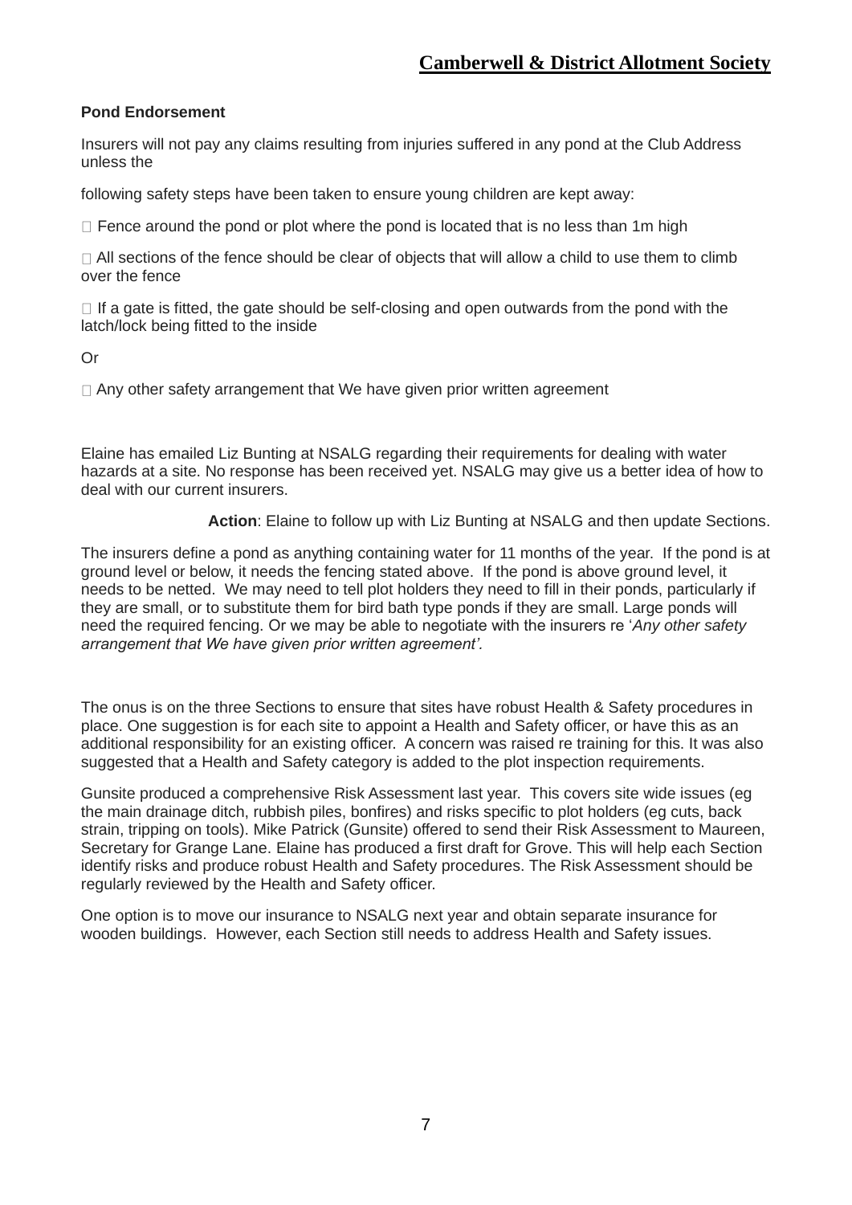**Pond Endorsement**

Insurers will not pay any claims resulting from injuries suffered in any pond at the Club Address unless the

following safety steps have been taken to ensure young children are kept away:

- Fence around the pond or plot where the pond is located that is no less than 1m high
- All sections of the fence should be clear of objects that will allow a child to use them to climb over the fence
- If a gate is fitted, the gate should be self-closing and open outwards from the pond with the latch/lock being fitted to the inside

Or

- Any other safety arrangement that We have given prior written agreement

Elaine has emailed Liz Bunting at NSALG regarding their requirements for dealing with water hazards at a site. No response has been received yet. NSALG may give us a better idea of how to deal with our current insurers.

**Action**: Elaine to follow up with Liz Bunting at NSALG and then update Sections.

The insurers define a pond as anything containing water for 11 months of the year. If the pond is at ground level or below, it needs the fencing stated above. If the pond is above ground level, it needs to be netted. We may need to tell plot holders they need to fill in their ponds, particularly if they are small, or to substitute them for bird bath type ponds if they are small. Large ponds will need the required fencing. Or we may be able to negotiate with the insurers re '*Any other safety arrangement that We have given prior written agreement'.*

The onus is on the three Sections to ensure that sites have robust Health & Safety procedures in place. One suggestion is for each site to appoint a Health and Safety officer, or have this as an additional responsibility for an existing officer. A concern was raised re training for this. It was also suggested that a Health and Safety category is added to the plot inspection requirements.

Gunsite produced a comprehensive Risk Assessment last year. This covers site wide issues (eg the main drainage ditch, rubbish piles, bonfires) and risks specific to plot holders (eg cuts, back strain, tripping on tools). Mike Patrick (Gunsite) offered to send their Risk Assessment to Maureen, Secretary for Grange Lane. Elaine has produced a first draft for Grove. This will help each Section identify risks and produce robust Health and Safety procedures. The Risk Assessment should be regularly reviewed by the Health and Safety officer.

One option is to move our insurance to NSALG next year and obtain separate insurance for wooden buildings. However, each Section still needs to address Health and Safety issues.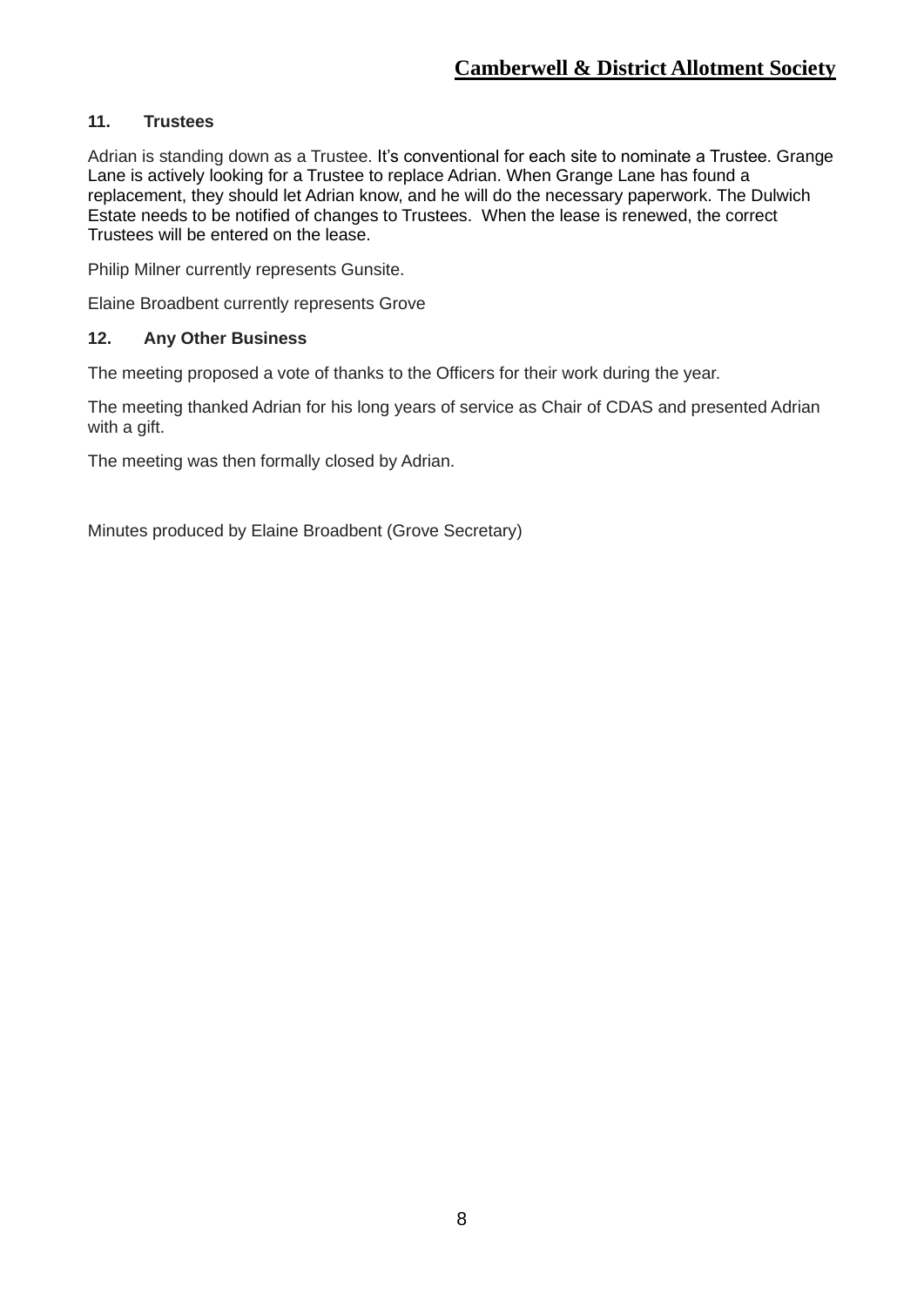## 11. Trustees

Adrian is standing down as a Trustee. It's conventional for each site to nominate a Trustee. Grange Lane is actively looking for a Trustee to replace Adrian. When Grange Lane has found a replacement, they should let Adrian know, and he will do the necessary paperwork. The Dulwich Estate needs to be notified of changes to Trustees. When the lease is renewed, the correct Trustees will be entered on the lease.

Philip Milner currently represents Gunsite.

Elaine Broadbent currently represents Grove

## 12. Any Other Business

The meeting proposed a vote of thanks to the Officers for their work during the year.

The meeting thanked Adrian for his long years of service as Chair of CDAS and presented Adrian with a gift.

The meeting was then formally closed by Adrian.

Minutes produced by Elaine Broadbent (Grove Secretary)